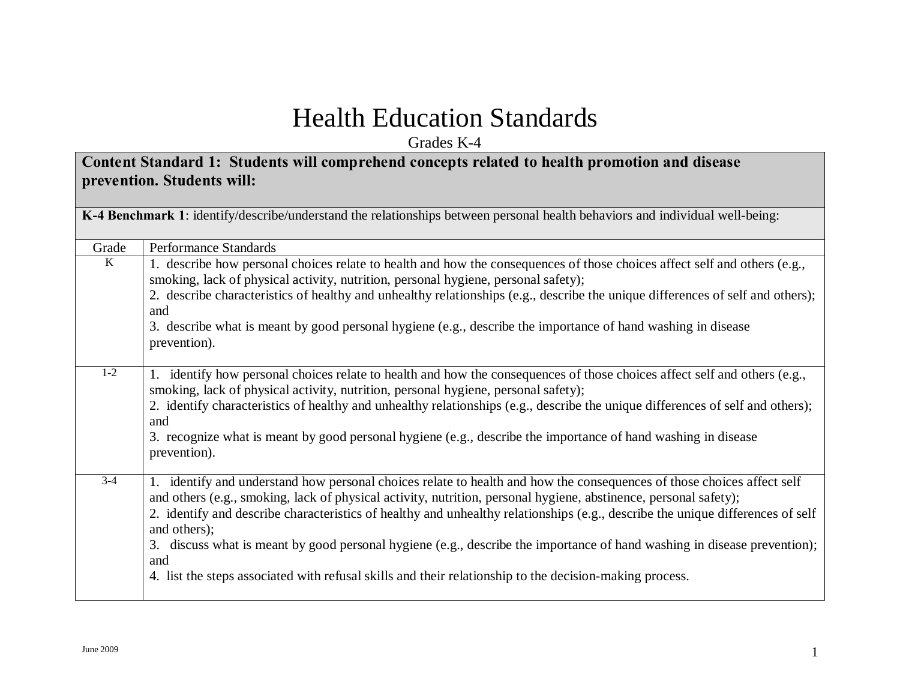# Health Education Standards

Grades K-4

| **Content Standard 1: Students will comprehend concepts related to health promotion and disease prevention. Students will:** | |
|---|---|
| **K-4 Benchmark 1**: identify/describe/understand the relationships between personal health behaviors and individual well-being: | |
| Grade | Performance Standards |
| K | 1. describe how personal choices relate to health and how the consequences of those choices affect self and others (e.g., smoking, lack of physical activity, nutrition, personal hygiene, personal safety);<br>2. describe characteristics of healthy and unhealthy relationships (e.g., describe the unique differences of self and others); and<br>3. describe what is meant by good personal hygiene (e.g., describe the importance of hand washing in disease prevention). |
| 1-2 | 1. identify how personal choices relate to health and how the consequences of those choices affect self and others (e.g., smoking, lack of physical activity, nutrition, personal hygiene, personal safety);<br>2. identify characteristics of healthy and unhealthy relationships (e.g., describe the unique differences of self and others); and<br>3. recognize what is meant by good personal hygiene (e.g., describe the importance of hand washing in disease prevention). |
| 3-4 | 1. identify and understand how personal choices relate to health and how the consequences of those choices affect self and others (e.g., smoking, lack of physical activity, nutrition, personal hygiene, abstinence, personal safety);<br>2. identify and describe characteristics of healthy and unhealthy relationships (e.g., describe the unique differences of self and others);<br>3. discuss what is meant by good personal hygiene (e.g., describe the importance of hand washing in disease prevention); and<br>4. list the steps associated with refusal skills and their relationship to the decision-making process. |

June 2009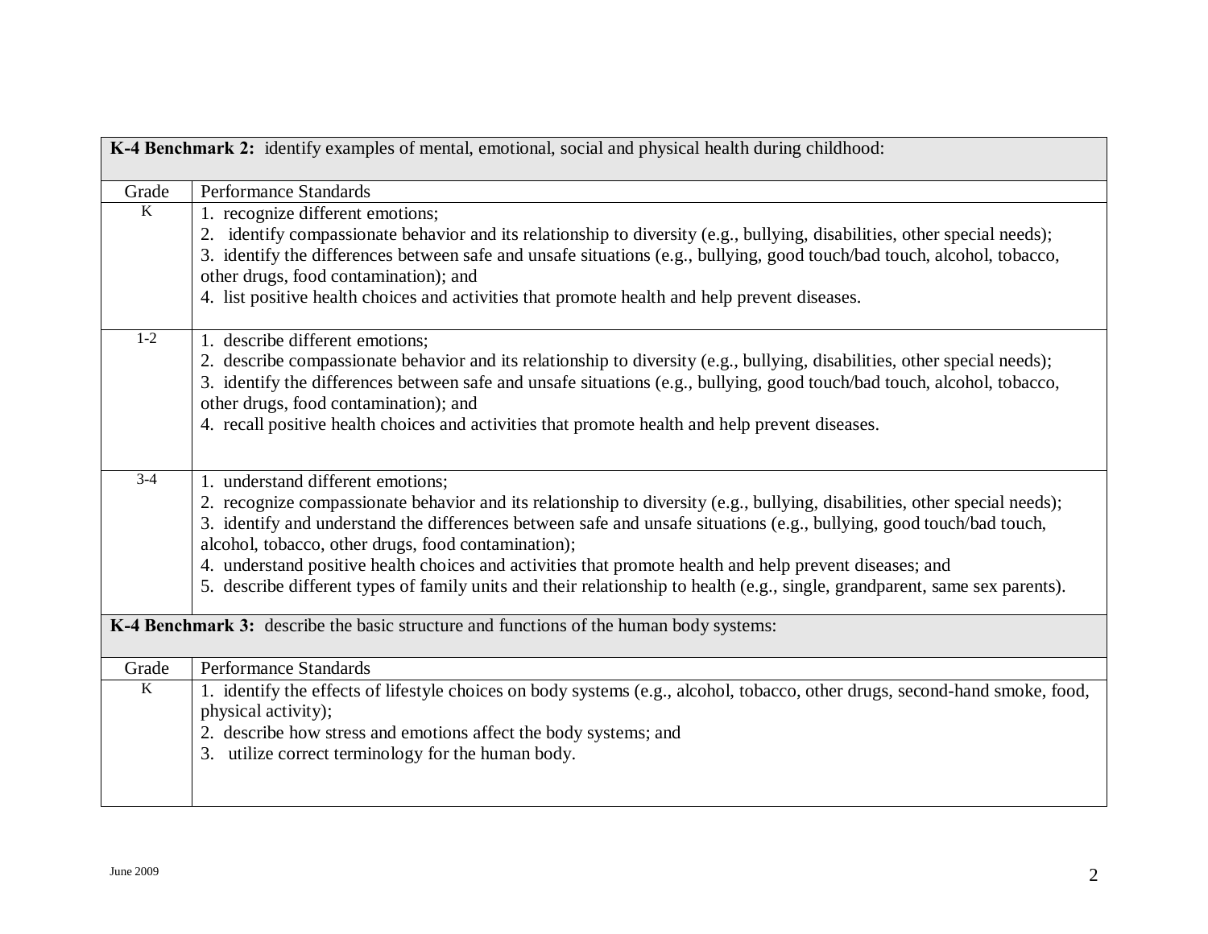| **K-4 Benchmark 2:** identify examples of mental, emotional, social and physical health during childhood: | |
|---|---|
| Grade | Performance Standards |
| K | 1. recognize different emotions;<br>2. identify compassionate behavior and its relationship to diversity (e.g., bullying, disabilities, other special needs);<br>3. identify the differences between safe and unsafe situations (e.g., bullying, good touch/bad touch, alcohol, tobacco, other drugs, food contamination); and<br>4. list positive health choices and activities that promote health and help prevent diseases. |
| 1-2 | 1. describe different emotions;<br>2. describe compassionate behavior and its relationship to diversity (e.g., bullying, disabilities, other special needs);<br>3. identify the differences between safe and unsafe situations (e.g., bullying, good touch/bad touch, alcohol, tobacco, other drugs, food contamination); and<br>4. recall positive health choices and activities that promote health and help prevent diseases. |
| 3-4 | 1. understand different emotions;<br>2. recognize compassionate behavior and its relationship to diversity (e.g., bullying, disabilities, other special needs);<br>3. identify and understand the differences between safe and unsafe situations (e.g., bullying, good touch/bad touch, alcohol, tobacco, other drugs, food contamination);<br>4. understand positive health choices and activities that promote health and help prevent diseases; and<br>5. describe different types of family units and their relationship to health (e.g., single, grandparent, same sex parents). |

| **K-4 Benchmark 3:** describe the basic structure and functions of the human body systems: | |
|---|---|
| Grade | Performance Standards |
| K | 1. identify the effects of lifestyle choices on body systems (e.g., alcohol, tobacco, other drugs, second-hand smoke, food, physical activity);<br>2. describe how stress and emotions affect the body systems; and<br>3. utilize correct terminology for the human body. |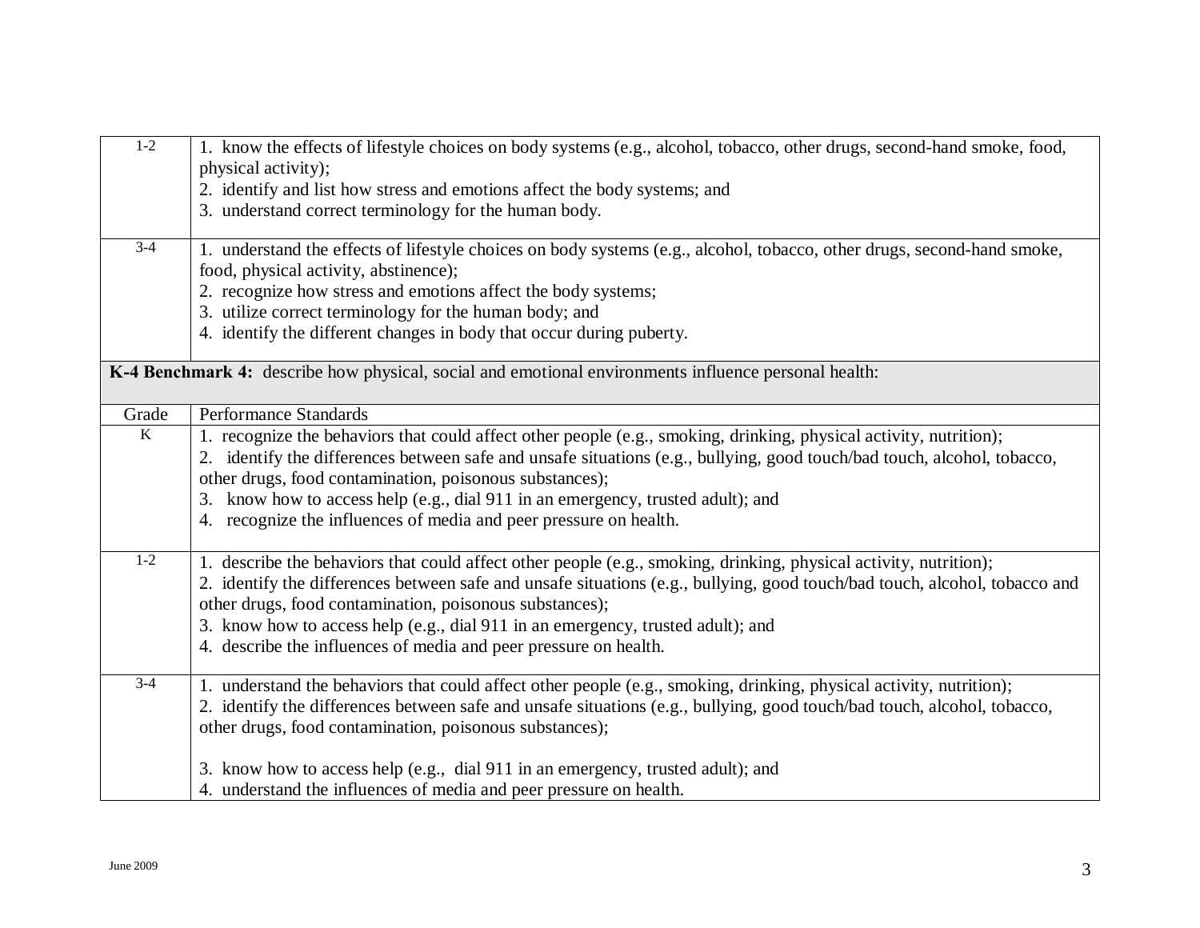| | |
|---|---|
| 1-2 | 1. know the effects of lifestyle choices on body systems (e.g., alcohol, tobacco, other drugs, second-hand smoke, food, physical activity);<br>2. identify and list how stress and emotions affect the body systems; and<br>3. understand correct terminology for the human body. |
| 3-4 | 1. understand the effects of lifestyle choices on body systems (e.g., alcohol, tobacco, other drugs, second-hand smoke, food, physical activity, abstinence);<br>2. recognize how stress and emotions affect the body systems;<br>3. utilize correct terminology for the human body; and<br>4. identify the different changes in body that occur during puberty. |

**K-4 Benchmark 4:** describe how physical, social and emotional environments influence personal health:

| Grade | Performance Standards |
|---|---|
| K | 1. recognize the behaviors that could affect other people (e.g., smoking, drinking, physical activity, nutrition);<br>2. identify the differences between safe and unsafe situations (e.g., bullying, good touch/bad touch, alcohol, tobacco, other drugs, food contamination, poisonous substances);<br>3. know how to access help (e.g., dial 911 in an emergency, trusted adult); and<br>4. recognize the influences of media and peer pressure on health. |
| 1-2 | 1. describe the behaviors that could affect other people (e.g., smoking, drinking, physical activity, nutrition);<br>2. identify the differences between safe and unsafe situations (e.g., bullying, good touch/bad touch, alcohol, tobacco and other drugs, food contamination, poisonous substances);<br>3. know how to access help (e.g., dial 911 in an emergency, trusted adult); and<br>4. describe the influences of media and peer pressure on health. |
| 3-4 | 1. understand the behaviors that could affect other people (e.g., smoking, drinking, physical activity, nutrition);<br>2. identify the differences between safe and unsafe situations (e.g., bullying, good touch/bad touch, alcohol, tobacco, other drugs, food contamination, poisonous substances);<br>3. know how to access help (e.g., dial 911 in an emergency, trusted adult); and<br>4. understand the influences of media and peer pressure on health. |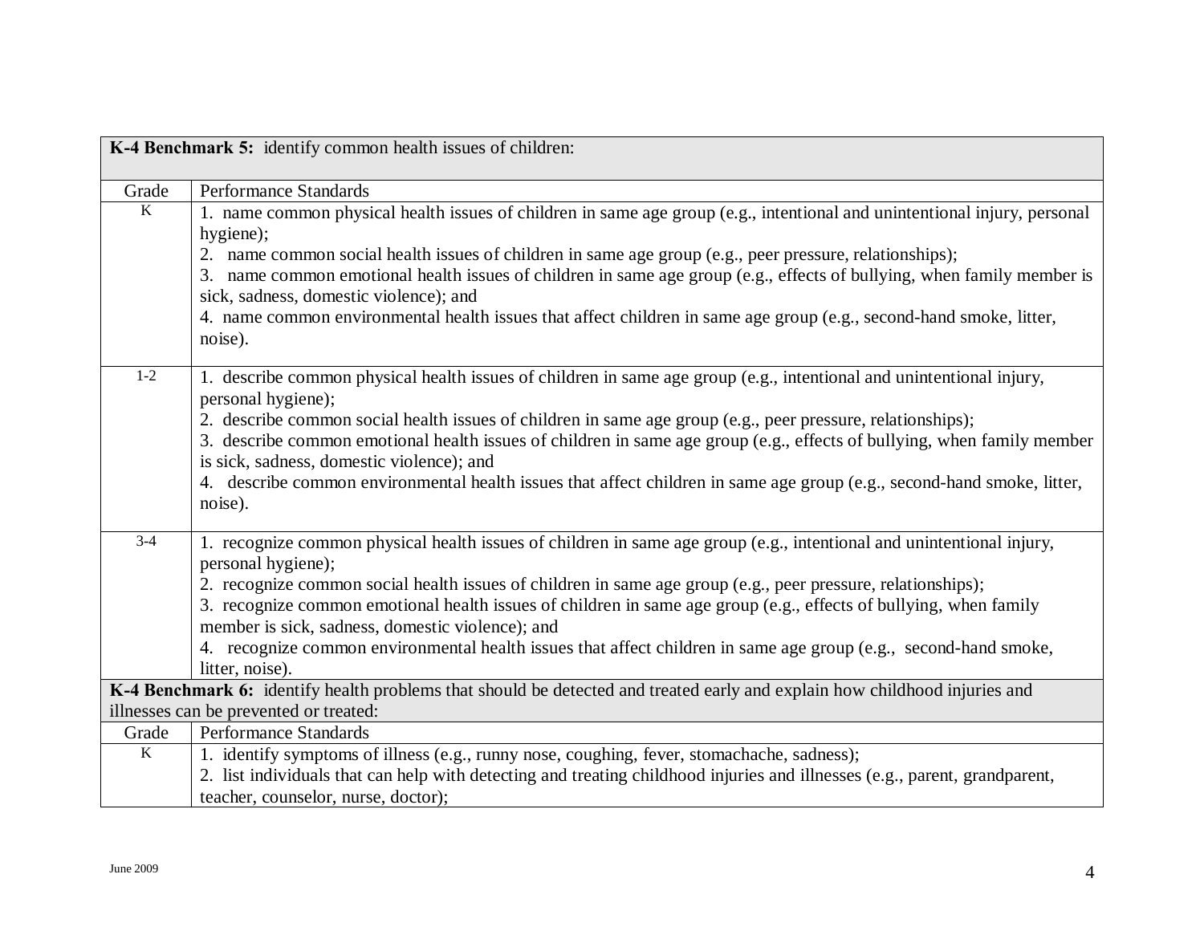| **K-4 Benchmark 5:** identify common health issues of children: | |
|---|---|
| Grade | Performance Standards |
| K | 1. name common physical health issues of children in same age group (e.g., intentional and unintentional injury, personal hygiene);<br>2. name common social health issues of children in same age group (e.g., peer pressure, relationships);<br>3. name common emotional health issues of children in same age group (e.g., effects of bullying, when family member is sick, sadness, domestic violence); and<br>4. name common environmental health issues that affect children in same age group (e.g., second-hand smoke, litter, noise). |
| 1-2 | 1. describe common physical health issues of children in same age group (e.g., intentional and unintentional injury, personal hygiene);<br>2. describe common social health issues of children in same age group (e.g., peer pressure, relationships);<br>3. describe common emotional health issues of children in same age group (e.g., effects of bullying, when family member is sick, sadness, domestic violence); and<br>4. describe common environmental health issues that affect children in same age group (e.g., second-hand smoke, litter, noise). |
| 3-4 | 1. recognize common physical health issues of children in same age group (e.g., intentional and unintentional injury, personal hygiene);<br>2. recognize common social health issues of children in same age group (e.g., peer pressure, relationships);<br>3. recognize common emotional health issues of children in same age group (e.g., effects of bullying, when family member is sick, sadness, domestic violence); and<br>4. recognize common environmental health issues that affect children in same age group (e.g., second-hand smoke, litter, noise). |

| **K-4 Benchmark 6:** identify health problems that should be detected and treated early and explain how childhood injuries and illnesses can be prevented or treated: | |
|---|---|
| Grade | Performance Standards |
| K | 1. identify symptoms of illness (e.g., runny nose, coughing, fever, stomachache, sadness);<br>2. list individuals that can help with detecting and treating childhood injuries and illnesses (e.g., parent, grandparent, teacher, counselor, nurse, doctor); |

June 2009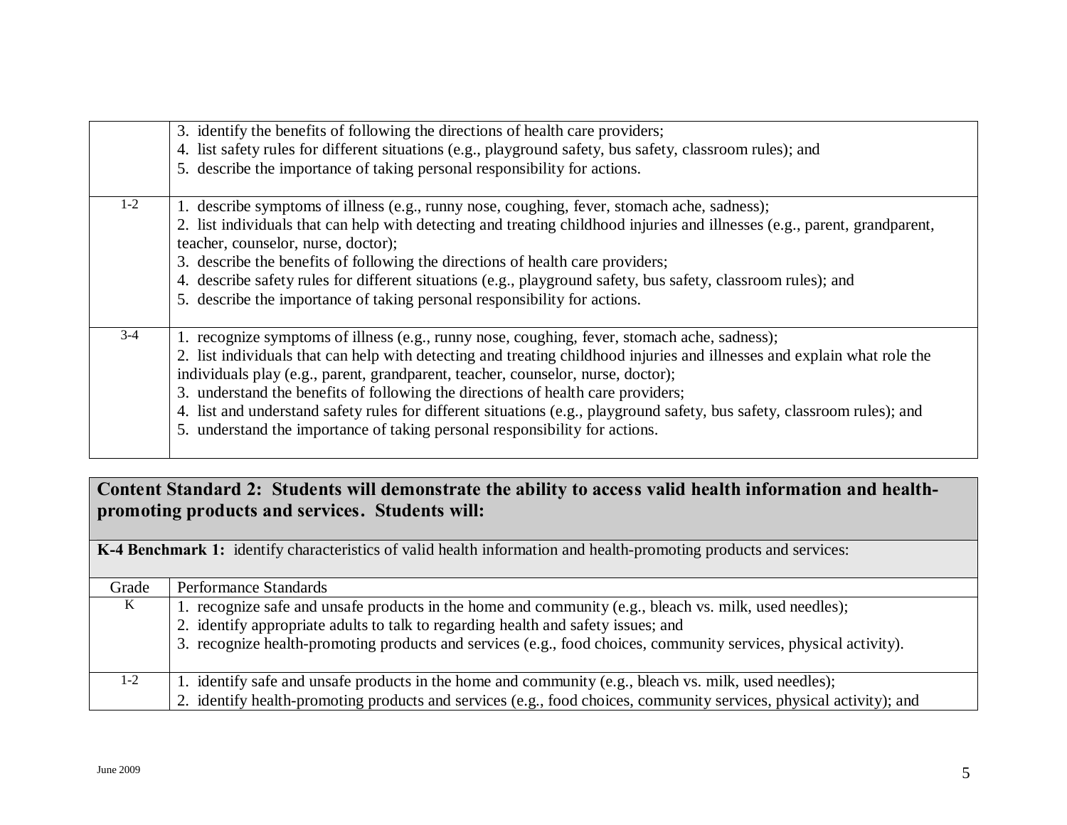| | |
|---|---|
| | 3. identify the benefits of following the directions of health care providers;<br>4. list safety rules for different situations (e.g., playground safety, bus safety, classroom rules); and<br>5. describe the importance of taking personal responsibility for actions. |
| 1-2 | 1. describe symptoms of illness (e.g., runny nose, coughing, fever, stomach ache, sadness);<br>2. list individuals that can help with detecting and treating childhood injuries and illnesses (e.g., parent, grandparent, teacher, counselor, nurse, doctor);<br>3. describe the benefits of following the directions of health care providers;<br>4. describe safety rules for different situations (e.g., playground safety, bus safety, classroom rules); and<br>5. describe the importance of taking personal responsibility for actions. |
| 3-4 | 1. recognize symptoms of illness (e.g., runny nose, coughing, fever, stomach ache, sadness);<br>2. list individuals that can help with detecting and treating childhood injuries and illnesses and explain what role the individuals play (e.g., parent, grandparent, teacher, counselor, nurse, doctor);<br>3. understand the benefits of following the directions of health care providers;<br>4. list and understand safety rules for different situations (e.g., playground safety, bus safety, classroom rules); and<br>5. understand the importance of taking personal responsibility for actions. |

## Content Standard 2: Students will demonstrate the ability to access valid health information and health-promoting products and services. Students will:

**K-4 Benchmark 1:** identify characteristics of valid health information and health-promoting products and services:

| Grade | Performance Standards |
|---|---|
| K | 1. recognize safe and unsafe products in the home and community (e.g., bleach vs. milk, used needles);<br>2. identify appropriate adults to talk to regarding health and safety issues; and<br>3. recognize health-promoting products and services (e.g., food choices, community services, physical activity). |
| 1-2 | 1. identify safe and unsafe products in the home and community (e.g., bleach vs. milk, used needles);<br>2. identify health-promoting products and services (e.g., food choices, community services, physical activity); and |

June 2009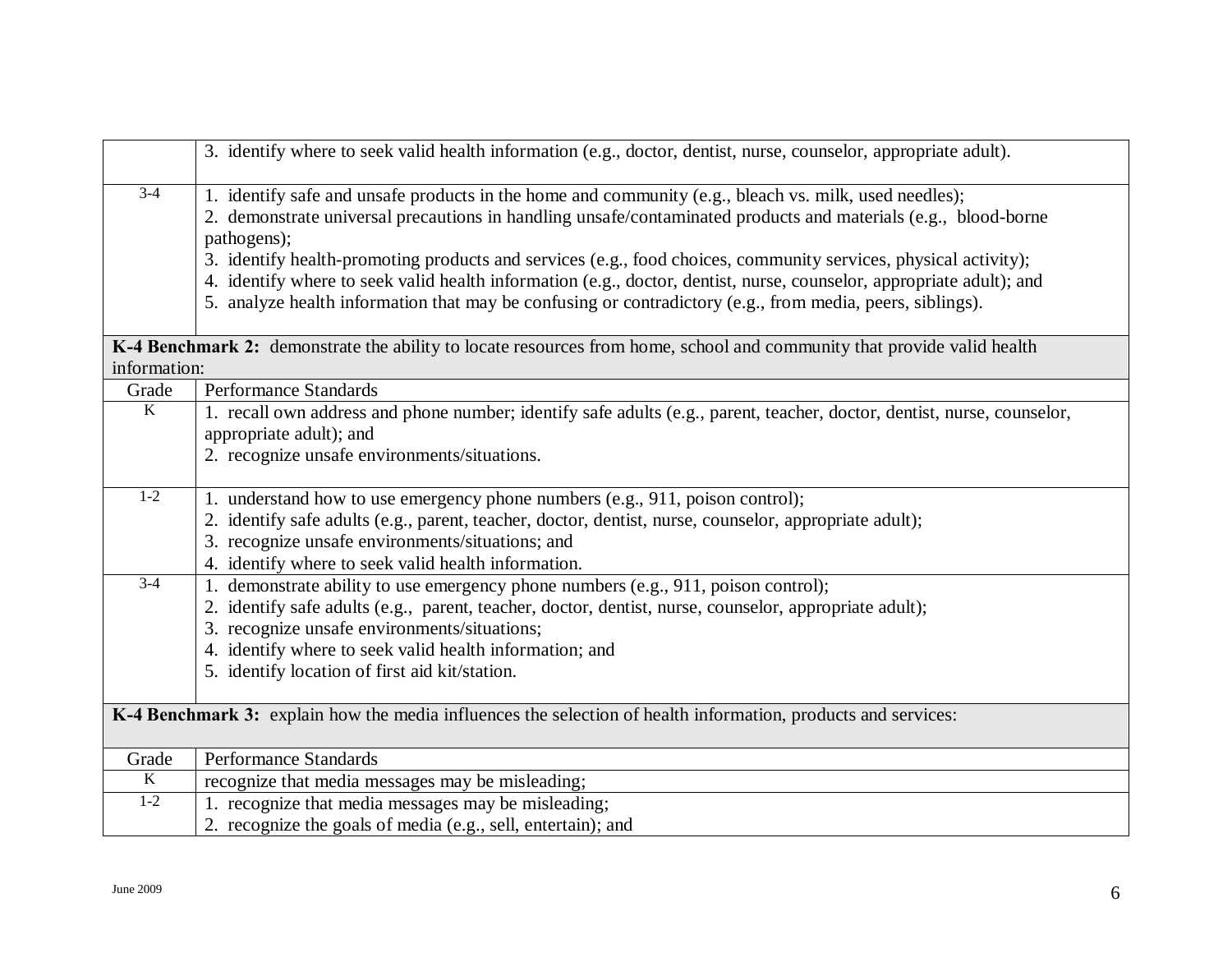| | |
|---|---|
| | 3. identify where to seek valid health information (e.g., doctor, dentist, nurse, counselor, appropriate adult). |
| 3-4 | 1. identify safe and unsafe products in the home and community (e.g., bleach vs. milk, used needles);<br>2. demonstrate universal precautions in handling unsafe/contaminated products and materials (e.g., blood-borne pathogens);<br>3. identify health-promoting products and services (e.g., food choices, community services, physical activity);<br>4. identify where to seek valid health information (e.g., doctor, dentist, nurse, counselor, appropriate adult); and<br>5. analyze health information that may be confusing or contradictory (e.g., from media, peers, siblings). |

| **K-4 Benchmark 2:** demonstrate the ability to locate resources from home, school and community that provide valid health information: | |
|---|---|
| Grade | Performance Standards |
| K | 1. recall own address and phone number; identify safe adults (e.g., parent, teacher, doctor, dentist, nurse, counselor, appropriate adult); and<br>2. recognize unsafe environments/situations. |
| 1-2 | 1. understand how to use emergency phone numbers (e.g., 911, poison control);<br>2. identify safe adults (e.g., parent, teacher, doctor, dentist, nurse, counselor, appropriate adult);<br>3. recognize unsafe environments/situations; and<br>4. identify where to seek valid health information. |
| 3-4 | 1. demonstrate ability to use emergency phone numbers (e.g., 911, poison control);<br>2. identify safe adults (e.g., parent, teacher, doctor, dentist, nurse, counselor, appropriate adult);<br>3. recognize unsafe environments/situations;<br>4. identify where to seek valid health information; and<br>5. identify location of first aid kit/station. |

| **K-4 Benchmark 3:** explain how the media influences the selection of health information, products and services: | |
|---|---|
| Grade | Performance Standards |
| K | recognize that media messages may be misleading; |
| 1-2 | 1. recognize that media messages may be misleading;<br>2. recognize the goals of media (e.g., sell, entertain); and |

June 2009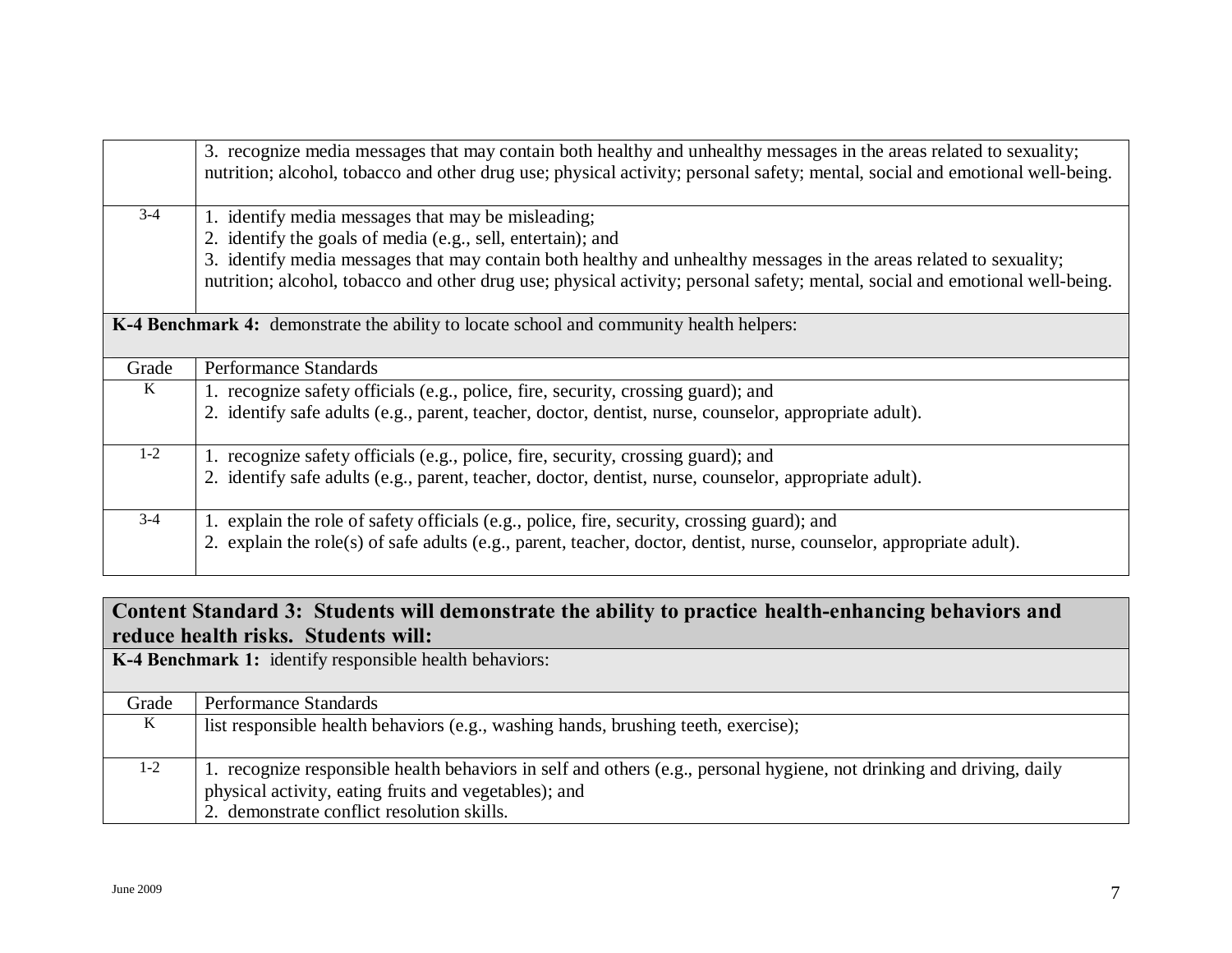| | |
|---|---|
| | 3. recognize media messages that may contain both healthy and unhealthy messages in the areas related to sexuality; nutrition; alcohol, tobacco and other drug use; physical activity; personal safety; mental, social and emotional well-being. |
| 3-4 | 1. identify media messages that may be misleading;<br>2. identify the goals of media (e.g., sell, entertain); and<br>3. identify media messages that may contain both healthy and unhealthy messages in the areas related to sexuality; nutrition; alcohol, tobacco and other drug use; physical activity; personal safety; mental, social and emotional well-being. |

**K-4 Benchmark 4:** demonstrate the ability to locate school and community health helpers:

| Grade | Performance Standards |
|---|---|
| K | 1. recognize safety officials (e.g., police, fire, security, crossing guard); and<br>2. identify safe adults (e.g., parent, teacher, doctor, dentist, nurse, counselor, appropriate adult). |
| 1-2 | 1. recognize safety officials (e.g., police, fire, security, crossing guard); and<br>2. identify safe adults (e.g., parent, teacher, doctor, dentist, nurse, counselor, appropriate adult). |
| 3-4 | 1. explain the role of safety officials (e.g., police, fire, security, crossing guard); and<br>2. explain the role(s) of safe adults (e.g., parent, teacher, doctor, dentist, nurse, counselor, appropriate adult). |

## Content Standard 3: Students will demonstrate the ability to practice health-enhancing behaviors and reduce health risks. Students will:

**K-4 Benchmark 1:** identify responsible health behaviors:

| Grade | Performance Standards |
|---|---|
| K | list responsible health behaviors (e.g., washing hands, brushing teeth, exercise); |
| 1-2 | 1. recognize responsible health behaviors in self and others (e.g., personal hygiene, not drinking and driving, daily physical activity, eating fruits and vegetables); and<br>2. demonstrate conflict resolution skills. |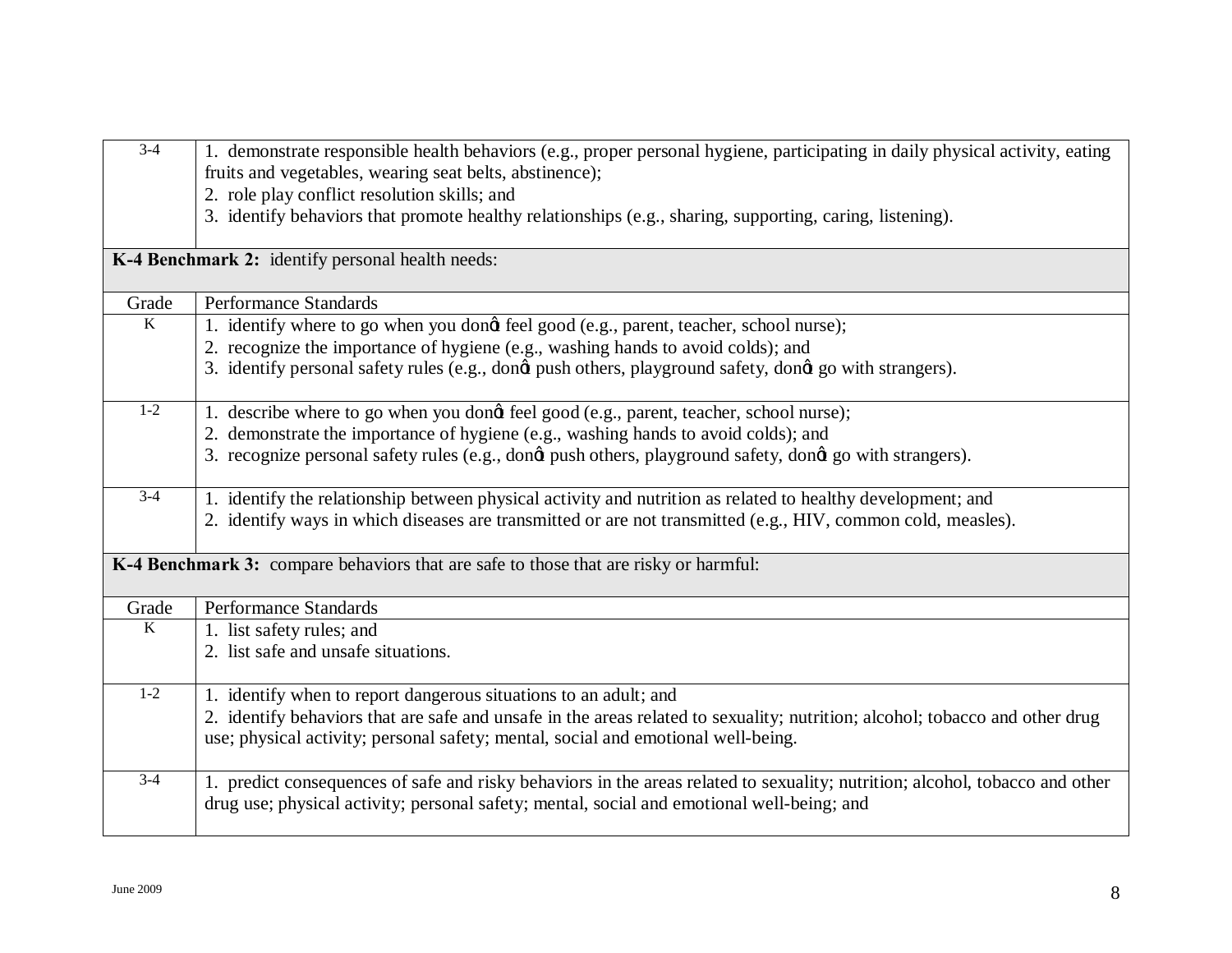| | |
|---|---|
| 3-4 | 1. demonstrate responsible health behaviors (e.g., proper personal hygiene, participating in daily physical activity, eating fruits and vegetables, wearing seat belts, abstinence);<br>2. role play conflict resolution skills; and<br>3. identify behaviors that promote healthy relationships (e.g., sharing, supporting, caring, listening). |
| **K-4 Benchmark 2:** identify personal health needs: | |
| Grade | Performance Standards |
| K | 1. identify where to go when you donöt feel good (e.g., parent, teacher, school nurse);<br>2. recognize the importance of hygiene (e.g., washing hands to avoid colds); and<br>3. identify personal safety rules (e.g., donöt push others, playground safety, donöt go with strangers). |
| 1-2 | 1. describe where to go when you donöt feel good (e.g., parent, teacher, school nurse);<br>2. demonstrate the importance of hygiene (e.g., washing hands to avoid colds); and<br>3. recognize personal safety rules (e.g., donöt push others, playground safety, donöt go with strangers). |
| 3-4 | 1. identify the relationship between physical activity and nutrition as related to healthy development; and<br>2. identify ways in which diseases are transmitted or are not transmitted (e.g., HIV, common cold, measles). |
| **K-4 Benchmark 3:** compare behaviors that are safe to those that are risky or harmful: | |
| Grade | Performance Standards |
| K | 1. list safety rules; and<br>2. list safe and unsafe situations. |
| 1-2 | 1. identify when to report dangerous situations to an adult; and<br>2. identify behaviors that are safe and unsafe in the areas related to sexuality; nutrition; alcohol; tobacco and other drug use; physical activity; personal safety; mental, social and emotional well-being. |
| 3-4 | 1. predict consequences of safe and risky behaviors in the areas related to sexuality; nutrition; alcohol, tobacco and other drug use; physical activity; personal safety; mental, social and emotional well-being; and |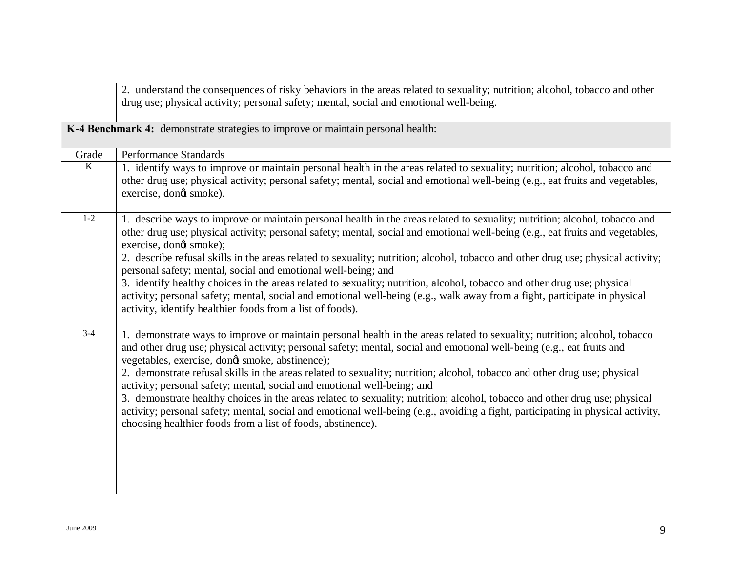| | |
|---|---|
| | 2. understand the consequences of risky behaviors in the areas related to sexuality; nutrition; alcohol, tobacco and other drug use; physical activity; personal safety; mental, social and emotional well-being. |
| **K-4 Benchmark 4:** demonstrate strategies to improve or maintain personal health: | |
| Grade | Performance Standards |
| K | 1. identify ways to improve or maintain personal health in the areas related to sexuality; nutrition; alcohol, tobacco and other drug use; physical activity; personal safety; mental, social and emotional well-being (e.g., eat fruits and vegetables, exercise, donů smoke). |
| 1-2 | 1. describe ways to improve or maintain personal health in the areas related to sexuality; nutrition; alcohol, tobacco and other drug use; physical activity; personal safety; mental, social and emotional well-being (e.g., eat fruits and vegetables, exercise, donů smoke);<br>2. describe refusal skills in the areas related to sexuality; nutrition; alcohol, tobacco and other drug use; physical activity; personal safety; mental, social and emotional well-being; and<br>3. identify healthy choices in the areas related to sexuality; nutrition, alcohol, tobacco and other drug use; physical activity; personal safety; mental, social and emotional well-being (e.g., walk away from a fight, participate in physical activity, identify healthier foods from a list of foods). |
| 3-4 | 1. demonstrate ways to improve or maintain personal health in the areas related to sexuality; nutrition; alcohol, tobacco and other drug use; physical activity; personal safety; mental, social and emotional well-being (e.g., eat fruits and vegetables, exercise, donů smoke, abstinence);<br>2. demonstrate refusal skills in the areas related to sexuality; nutrition; alcohol, tobacco and other drug use; physical activity; personal safety; mental, social and emotional well-being; and<br>3. demonstrate healthy choices in the areas related to sexuality; nutrition; alcohol, tobacco and other drug use; physical activity; personal safety; mental, social and emotional well-being (e.g., avoiding a fight, participating in physical activity, choosing healthier foods from a list of foods, abstinence). |

June 2009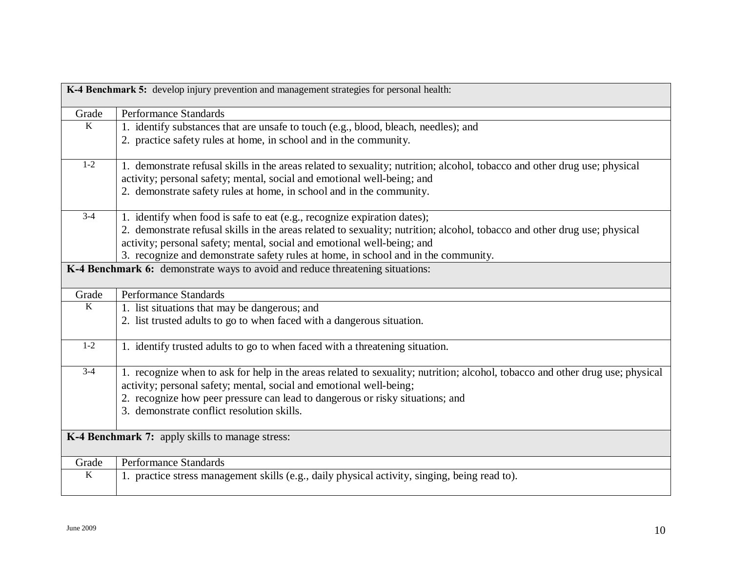| **K-4 Benchmark 5:** develop injury prevention and management strategies for personal health: | |
|---|---|
| Grade | Performance Standards |
| K | 1. identify substances that are unsafe to touch (e.g., blood, bleach, needles); and<br>2. practice safety rules at home, in school and in the community. |
| 1-2 | 1. demonstrate refusal skills in the areas related to sexuality; nutrition; alcohol, tobacco and other drug use; physical activity; personal safety; mental, social and emotional well-being; and<br>2. demonstrate safety rules at home, in school and in the community. |
| 3-4 | 1. identify when food is safe to eat (e.g., recognize expiration dates);<br>2. demonstrate refusal skills in the areas related to sexuality; nutrition; alcohol, tobacco and other drug use; physical activity; personal safety; mental, social and emotional well-being; and<br>3. recognize and demonstrate safety rules at home, in school and in the community. |
| **K-4 Benchmark 6:** demonstrate ways to avoid and reduce threatening situations: | |
| Grade | Performance Standards |
| K | 1. list situations that may be dangerous; and<br>2. list trusted adults to go to when faced with a dangerous situation. |
| 1-2 | 1. identify trusted adults to go to when faced with a threatening situation. |
| 3-4 | 1. recognize when to ask for help in the areas related to sexuality; nutrition; alcohol, tobacco and other drug use; physical activity; personal safety; mental, social and emotional well-being;<br>2. recognize how peer pressure can lead to dangerous or risky situations; and<br>3. demonstrate conflict resolution skills. |
| **K-4 Benchmark 7:** apply skills to manage stress: | |
| Grade | Performance Standards |
| K | 1. practice stress management skills (e.g., daily physical activity, singing, being read to). |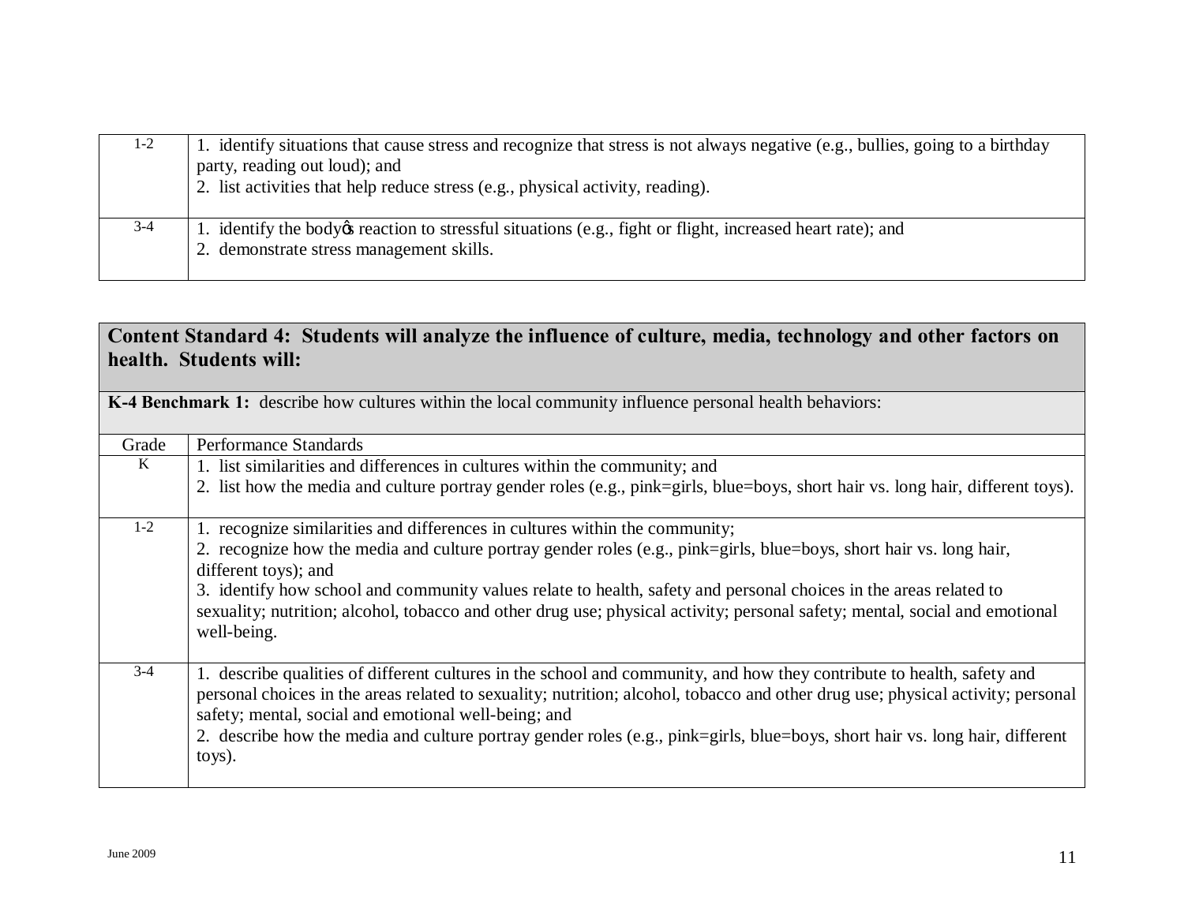| | |
|---|---|
| 1-2 | 1. identify situations that cause stress and recognize that stress is not always negative (e.g., bullies, going to a birthday party, reading out loud); and<br>2. list activities that help reduce stress (e.g., physical activity, reading). |
| 3-4 | 1. identify the body's reaction to stressful situations (e.g., fight or flight, increased heart rate); and<br>2. demonstrate stress management skills. |

**Content Standard 4: Students will analyze the influence of culture, media, technology and other factors on health. Students will:**

**K-4 Benchmark 1:** describe how cultures within the local community influence personal health behaviors:

| Grade | Performance Standards |
|---|---|
| K | 1. list similarities and differences in cultures within the community; and<br>2. list how the media and culture portray gender roles (e.g., pink=girls, blue=boys, short hair vs. long hair, different toys). |
| 1-2 | 1. recognize similarities and differences in cultures within the community;<br>2. recognize how the media and culture portray gender roles (e.g., pink=girls, blue=boys, short hair vs. long hair, different toys); and<br>3. identify how school and community values relate to health, safety and personal choices in the areas related to sexuality; nutrition; alcohol, tobacco and other drug use; physical activity; personal safety; mental, social and emotional well-being. |
| 3-4 | 1. describe qualities of different cultures in the school and community, and how they contribute to health, safety and personal choices in the areas related to sexuality; nutrition; alcohol, tobacco and other drug use; physical activity; personal safety; mental, social and emotional well-being; and<br>2. describe how the media and culture portray gender roles (e.g., pink=girls, blue=boys, short hair vs. long hair, different toys). |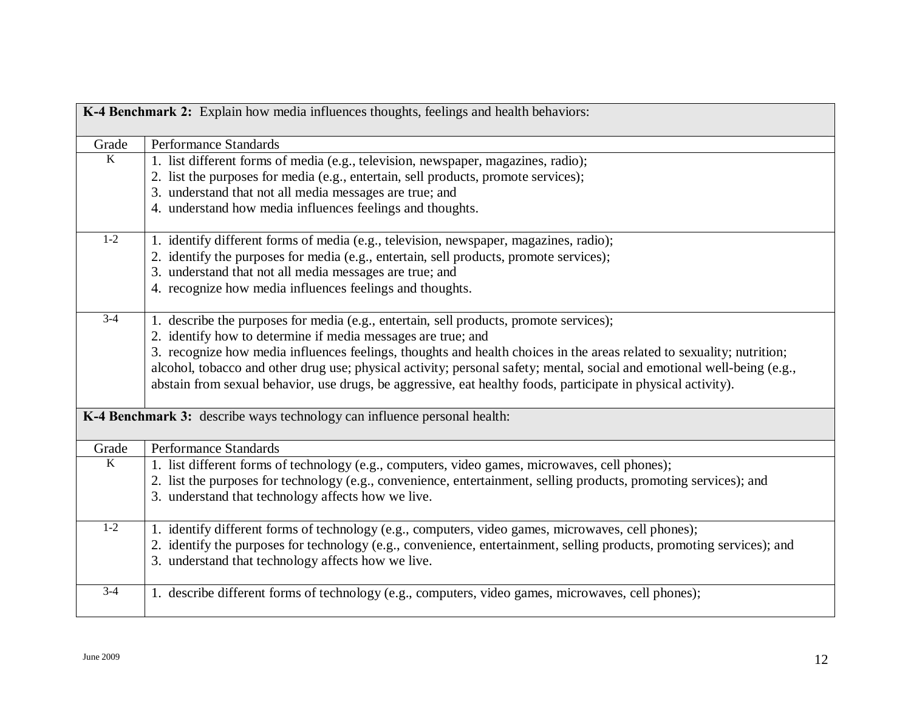| **K-4 Benchmark 2:** Explain how media influences thoughts, feelings and health behaviors: | |
|---|---|
| Grade | Performance Standards |
| K | 1. list different forms of media (e.g., television, newspaper, magazines, radio);<br>2. list the purposes for media (e.g., entertain, sell products, promote services);<br>3. understand that not all media messages are true; and<br>4. understand how media influences feelings and thoughts. |
| 1-2 | 1. identify different forms of media (e.g., television, newspaper, magazines, radio);<br>2. identify the purposes for media (e.g., entertain, sell products, promote services);<br>3. understand that not all media messages are true; and<br>4. recognize how media influences feelings and thoughts. |
| 3-4 | 1. describe the purposes for media (e.g., entertain, sell products, promote services);<br>2. identify how to determine if media messages are true; and<br>3. recognize how media influences feelings, thoughts and health choices in the areas related to sexuality; nutrition; alcohol, tobacco and other drug use; physical activity; personal safety; mental, social and emotional well-being (e.g., abstain from sexual behavior, use drugs, be aggressive, eat healthy foods, participate in physical activity). |

| **K-4 Benchmark 3:** describe ways technology can influence personal health: | |
|---|---|
| Grade | Performance Standards |
| K | 1. list different forms of technology (e.g., computers, video games, microwaves, cell phones);<br>2. list the purposes for technology (e.g., convenience, entertainment, selling products, promoting services); and<br>3. understand that technology affects how we live. |
| 1-2 | 1. identify different forms of technology (e.g., computers, video games, microwaves, cell phones);<br>2. identify the purposes for technology (e.g., convenience, entertainment, selling products, promoting services); and<br>3. understand that technology affects how we live. |
| 3-4 | 1. describe different forms of technology (e.g., computers, video games, microwaves, cell phones); |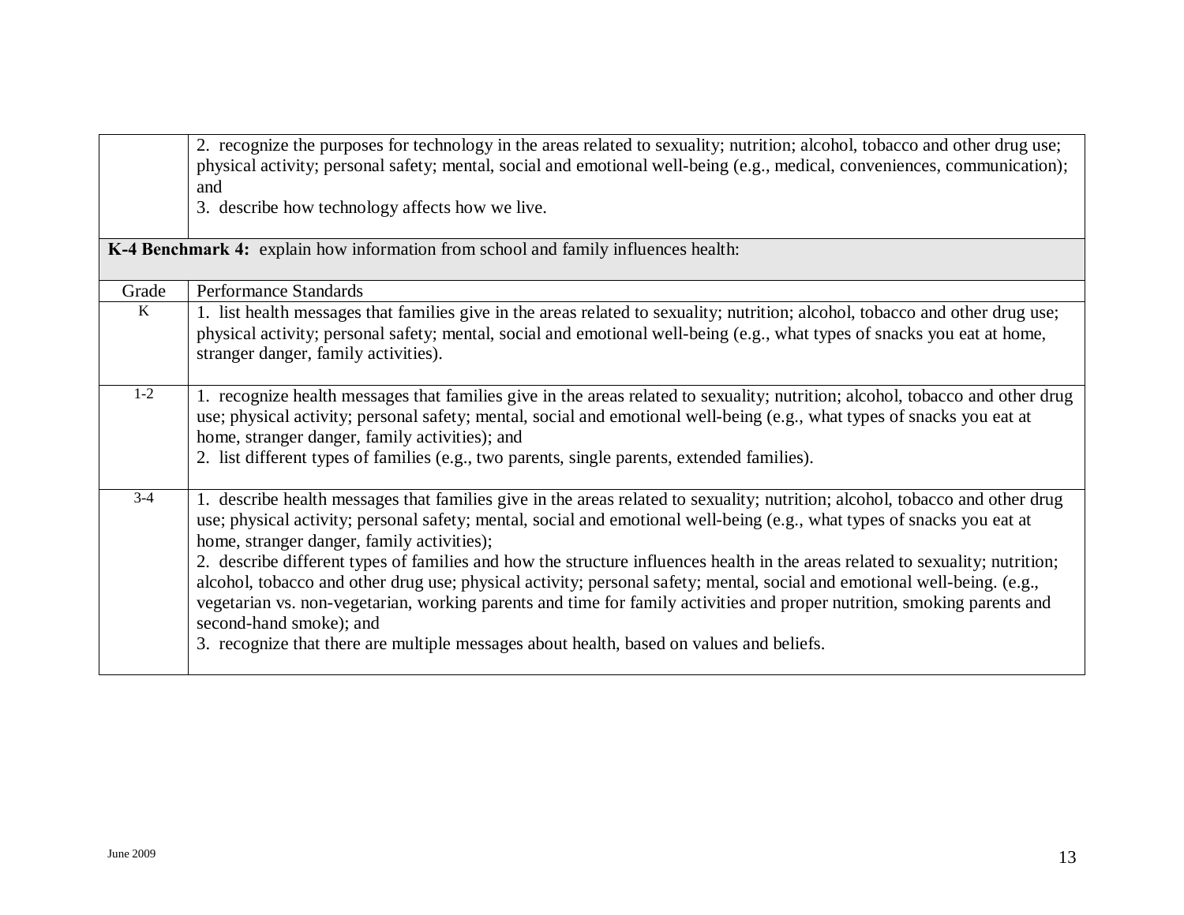| | |
|---|---|
| | 2. recognize the purposes for technology in the areas related to sexuality; nutrition; alcohol, tobacco and other drug use; physical activity; personal safety; mental, social and emotional well-being (e.g., medical, conveniences, communication); and<br>3. describe how technology affects how we live. |
| **K-4 Benchmark 4:** explain how information from school and family influences health: | |
| Grade | Performance Standards |
| K | 1. list health messages that families give in the areas related to sexuality; nutrition; alcohol, tobacco and other drug use; physical activity; personal safety; mental, social and emotional well-being (e.g., what types of snacks you eat at home, stranger danger, family activities). |
| 1-2 | 1. recognize health messages that families give in the areas related to sexuality; nutrition; alcohol, tobacco and other drug use; physical activity; personal safety; mental, social and emotional well-being (e.g., what types of snacks you eat at home, stranger danger, family activities); and<br>2. list different types of families (e.g., two parents, single parents, extended families). |
| 3-4 | 1. describe health messages that families give in the areas related to sexuality; nutrition; alcohol, tobacco and other drug use; physical activity; personal safety; mental, social and emotional well-being (e.g., what types of snacks you eat at home, stranger danger, family activities);<br>2. describe different types of families and how the structure influences health in the areas related to sexuality; nutrition; alcohol, tobacco and other drug use; physical activity; personal safety; mental, social and emotional well-being. (e.g., vegetarian vs. non-vegetarian, working parents and time for family activities and proper nutrition, smoking parents and second-hand smoke); and<br>3. recognize that there are multiple messages about health, based on values and beliefs. |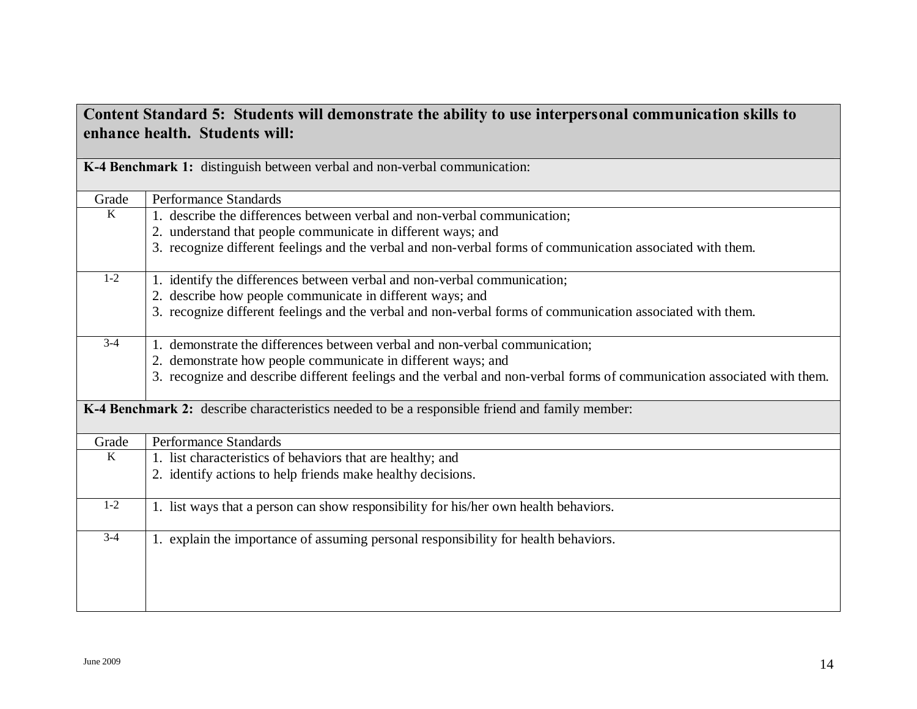| Content Standard 5: Students will demonstrate the ability to use interpersonal communication skills to enhance health. Students will: | |
|---|---|
| **K-4 Benchmark 1:** distinguish between verbal and non-verbal communication: | |
| Grade | Performance Standards |
| K | 1. describe the differences between verbal and non-verbal communication;<br>2. understand that people communicate in different ways; and<br>3. recognize different feelings and the verbal and non-verbal forms of communication associated with them. |
| 1-2 | 1. identify the differences between verbal and non-verbal communication;<br>2. describe how people communicate in different ways; and<br>3. recognize different feelings and the verbal and non-verbal forms of communication associated with them. |
| 3-4 | 1. demonstrate the differences between verbal and non-verbal communication;<br>2. demonstrate how people communicate in different ways; and<br>3. recognize and describe different feelings and the verbal and non-verbal forms of communication associated with them. |
| **K-4 Benchmark 2:** describe characteristics needed to be a responsible friend and family member: | |
| Grade | Performance Standards |
| K | 1. list characteristics of behaviors that are healthy; and<br>2. identify actions to help friends make healthy decisions. |
| 1-2 | 1. list ways that a person can show responsibility for his/her own health behaviors. |
| 3-4 | 1. explain the importance of assuming personal responsibility for health behaviors. |

June 2009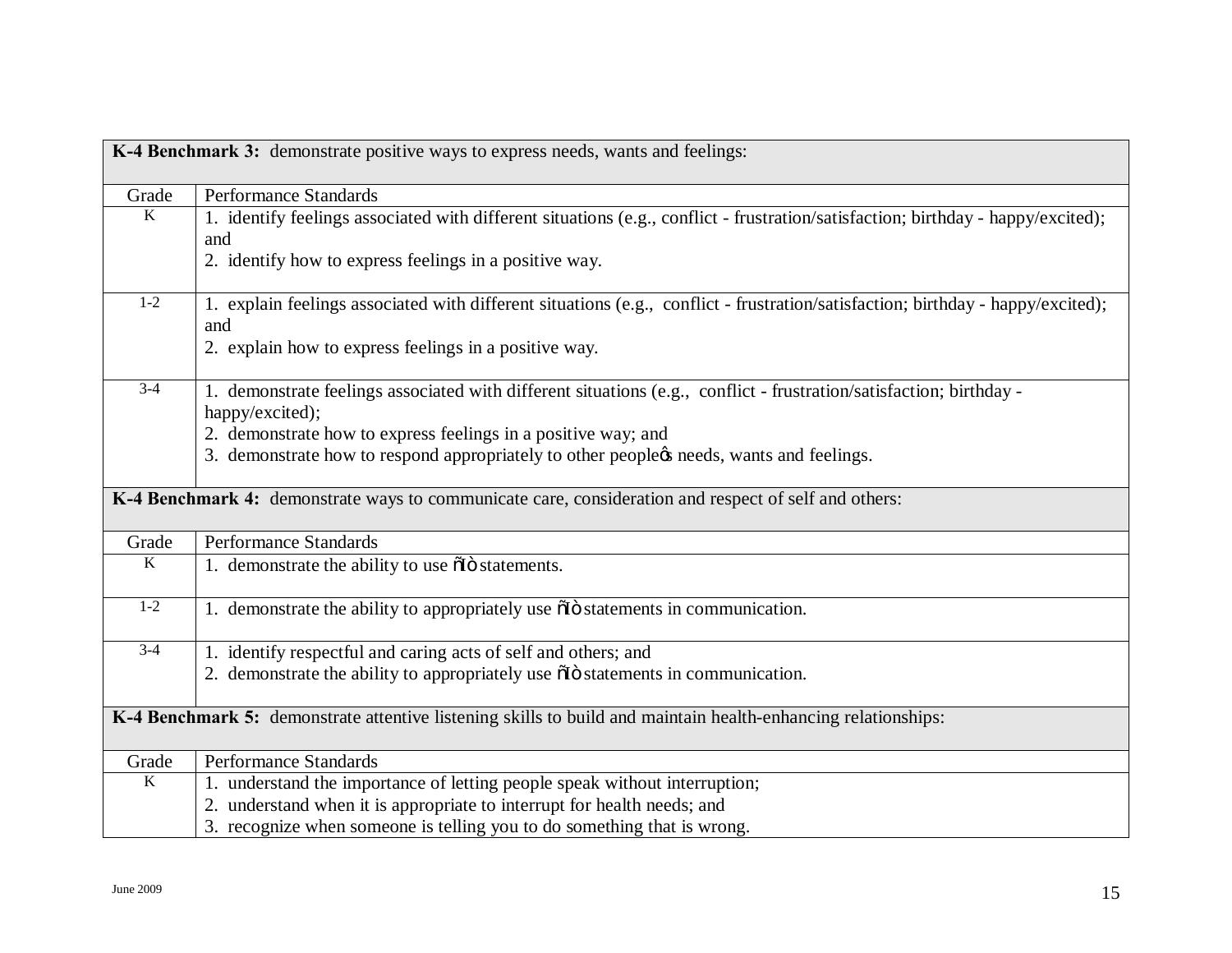| **K-4 Benchmark 3:** demonstrate positive ways to express needs, wants and feelings: | |
|---|---|
| Grade | Performance Standards |
| K | 1. identify feelings associated with different situations (e.g., conflict - frustration/satisfaction; birthday - happy/excited); and<br>2. identify how to express feelings in a positive way. |
| 1-2 | 1. explain feelings associated with different situations (e.g., conflict - frustration/satisfaction; birthday - happy/excited); and<br>2. explain how to express feelings in a positive way. |
| 3-4 | 1. demonstrate feelings associated with different situations (e.g., conflict - frustration/satisfaction; birthday - happy/excited);<br>2. demonstrate how to express feelings in a positive way; and<br>3. demonstrate how to respond appropriately to other peopleõs needs, wants and feelings. |
| **K-4 Benchmark 4:** demonstrate ways to communicate care, consideration and respect of self and others: | |
| Grade | Performance Standards |
| K | 1. demonstrate the ability to use õIò statements. |
| 1-2 | 1. demonstrate the ability to appropriately use õIò statements in communication. |
| 3-4 | 1. identify respectful and caring acts of self and others; and<br>2. demonstrate the ability to appropriately use õIò statements in communication. |
| **K-4 Benchmark 5:** demonstrate attentive listening skills to build and maintain health-enhancing relationships: | |
| Grade | Performance Standards |
| K | 1. understand the importance of letting people speak without interruption;<br>2. understand when it is appropriate to interrupt for health needs; and<br>3. recognize when someone is telling you to do something that is wrong. |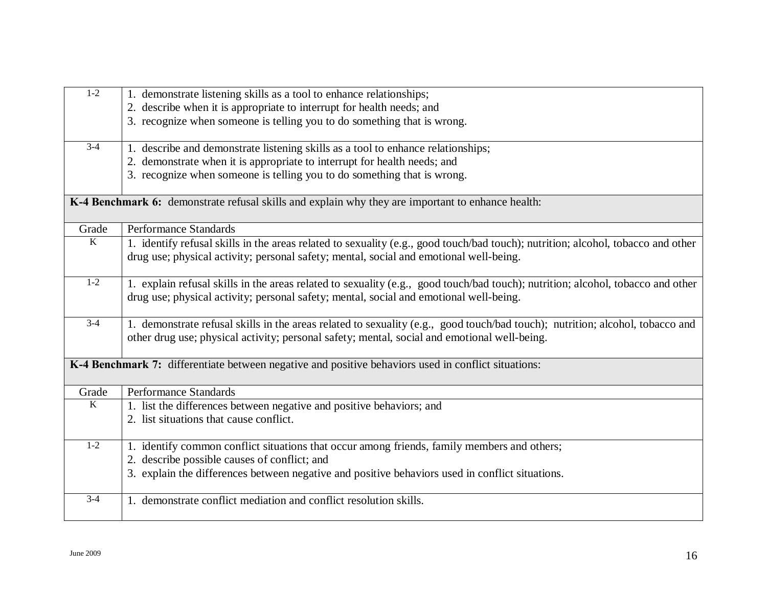| | |
|---|---|
| 1-2 | 1. demonstrate listening skills as a tool to enhance relationships;<br>2. describe when it is appropriate to interrupt for health needs; and<br>3. recognize when someone is telling you to do something that is wrong. |
| 3-4 | 1. describe and demonstrate listening skills as a tool to enhance relationships;<br>2. demonstrate when it is appropriate to interrupt for health needs; and<br>3. recognize when someone is telling you to do something that is wrong. |
| **K-4 Benchmark 6:** demonstrate refusal skills and explain why they are important to enhance health: | |
| Grade | Performance Standards |
| K | 1. identify refusal skills in the areas related to sexuality (e.g., good touch/bad touch); nutrition; alcohol, tobacco and other drug use; physical activity; personal safety; mental, social and emotional well-being. |
| 1-2 | 1. explain refusal skills in the areas related to sexuality (e.g., good touch/bad touch); nutrition; alcohol, tobacco and other drug use; physical activity; personal safety; mental, social and emotional well-being. |
| 3-4 | 1. demonstrate refusal skills in the areas related to sexuality (e.g., good touch/bad touch); nutrition; alcohol, tobacco and other drug use; physical activity; personal safety; mental, social and emotional well-being. |
| **K-4 Benchmark 7:** differentiate between negative and positive behaviors used in conflict situations: | |
| Grade | Performance Standards |
| K | 1. list the differences between negative and positive behaviors; and<br>2. list situations that cause conflict. |
| 1-2 | 1. identify common conflict situations that occur among friends, family members and others;<br>2. describe possible causes of conflict; and<br>3. explain the differences between negative and positive behaviors used in conflict situations. |
| 3-4 | 1. demonstrate conflict mediation and conflict resolution skills. |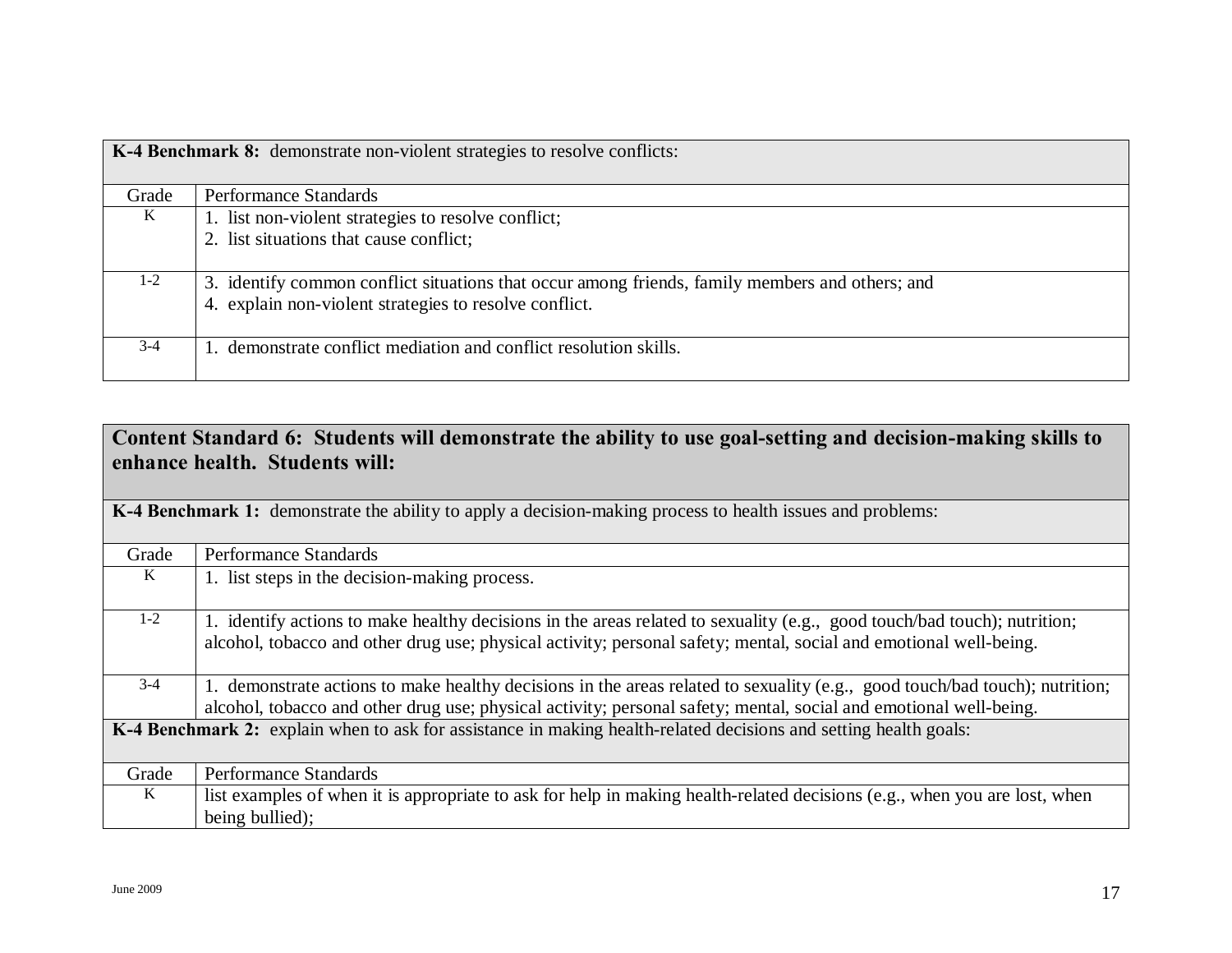| **K-4 Benchmark 8:** demonstrate non-violent strategies to resolve conflicts: | |
|---|---|
| Grade | Performance Standards |
| K | 1. list non-violent strategies to resolve conflict;<br>2. list situations that cause conflict; |
| 1-2 | 3. identify common conflict situations that occur among friends, family members and others; and<br>4. explain non-violent strategies to resolve conflict. |
| 3-4 | 1. demonstrate conflict mediation and conflict resolution skills. |

| **Content Standard 6: Students will demonstrate the ability to use goal-setting and decision-making skills to enhance health. Students will:** | |
|---|---|
| **K-4 Benchmark 1:** demonstrate the ability to apply a decision-making process to health issues and problems: | |
| Grade | Performance Standards |
| K | 1. list steps in the decision-making process. |
| 1-2 | 1. identify actions to make healthy decisions in the areas related to sexuality (e.g., good touch/bad touch); nutrition; alcohol, tobacco and other drug use; physical activity; personal safety; mental, social and emotional well-being. |
| 3-4 | 1. demonstrate actions to make healthy decisions in the areas related to sexuality (e.g., good touch/bad touch); nutrition; alcohol, tobacco and other drug use; physical activity; personal safety; mental, social and emotional well-being. |
| **K-4 Benchmark 2:** explain when to ask for assistance in making health-related decisions and setting health goals: | |
| Grade | Performance Standards |
| K | list examples of when it is appropriate to ask for help in making health-related decisions (e.g., when you are lost, when being bullied); |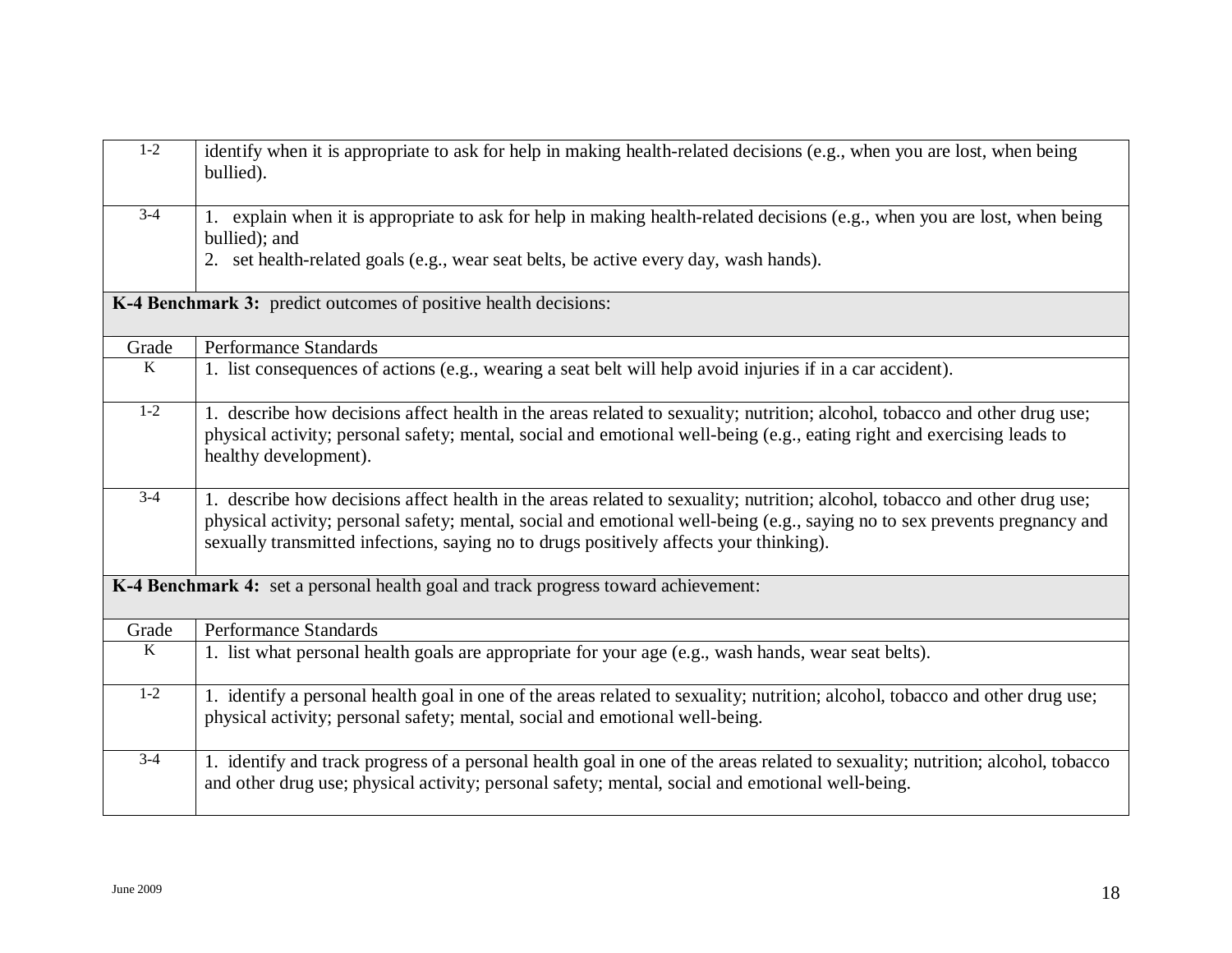| | |
|---|---|
| 1-2 | identify when it is appropriate to ask for help in making health-related decisions (e.g., when you are lost, when being bullied). |
| 3-4 | 1. explain when it is appropriate to ask for help in making health-related decisions (e.g., when you are lost, when being bullied); and<br>2. set health-related goals (e.g., wear seat belts, be active every day, wash hands). |

**K-4 Benchmark 3:** predict outcomes of positive health decisions:

| Grade | Performance Standards |
|---|---|
| K | 1. list consequences of actions (e.g., wearing a seat belt will help avoid injuries if in a car accident). |
| 1-2 | 1. describe how decisions affect health in the areas related to sexuality; nutrition; alcohol, tobacco and other drug use; physical activity; personal safety; mental, social and emotional well-being (e.g., eating right and exercising leads to healthy development). |
| 3-4 | 1. describe how decisions affect health in the areas related to sexuality; nutrition; alcohol, tobacco and other drug use; physical activity; personal safety; mental, social and emotional well-being (e.g., saying no to sex prevents pregnancy and sexually transmitted infections, saying no to drugs positively affects your thinking). |

**K-4 Benchmark 4:** set a personal health goal and track progress toward achievement:

| Grade | Performance Standards |
|---|---|
| K | 1. list what personal health goals are appropriate for your age (e.g., wash hands, wear seat belts). |
| 1-2 | 1. identify a personal health goal in one of the areas related to sexuality; nutrition; alcohol, tobacco and other drug use; physical activity; personal safety; mental, social and emotional well-being. |
| 3-4 | 1. identify and track progress of a personal health goal in one of the areas related to sexuality; nutrition; alcohol, tobacco and other drug use; physical activity; personal safety; mental, social and emotional well-being. |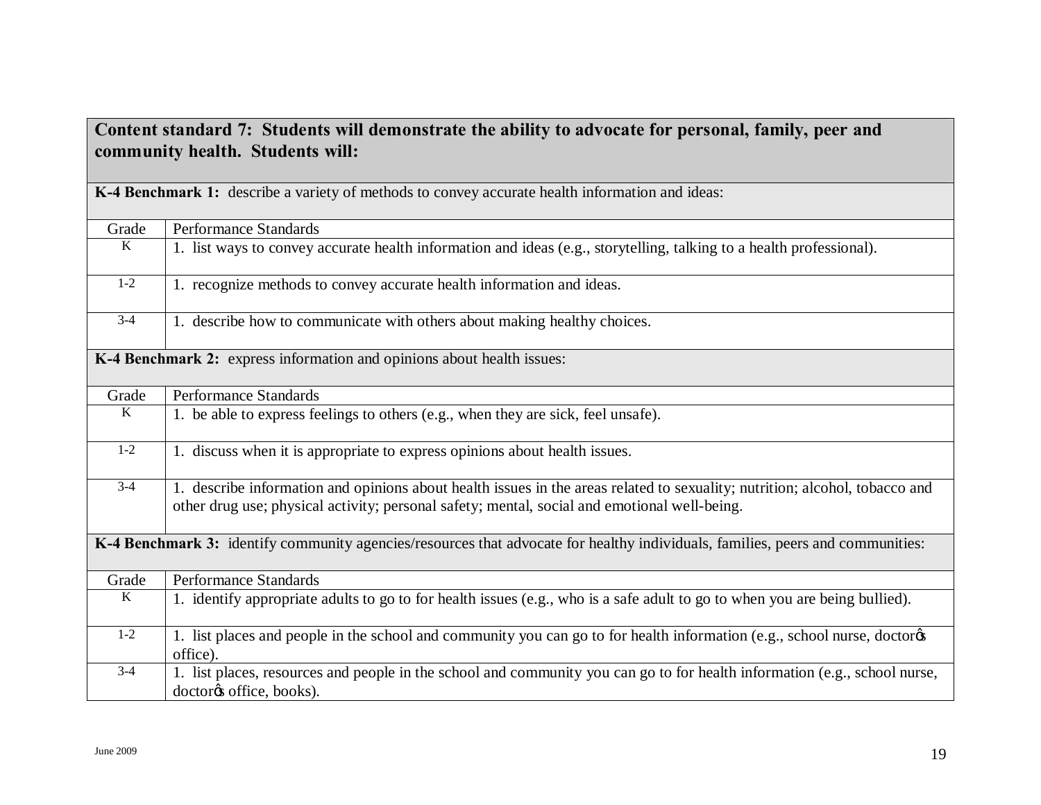| Content standard 7: Students will demonstrate the ability to advocate for personal, family, peer and community health. Students will: | |
|---|---|
| **K-4 Benchmark 1:** describe a variety of methods to convey accurate health information and ideas: | |
| Grade | Performance Standards |
| K | 1. list ways to convey accurate health information and ideas (e.g., storytelling, talking to a health professional). |
| 1-2 | 1. recognize methods to convey accurate health information and ideas. |
| 3-4 | 1. describe how to communicate with others about making healthy choices. |
| **K-4 Benchmark 2:** express information and opinions about health issues: | |
| Grade | Performance Standards |
| K | 1. be able to express feelings to others (e.g., when they are sick, feel unsafe). |
| 1-2 | 1. discuss when it is appropriate to express opinions about health issues. |
| 3-4 | 1. describe information and opinions about health issues in the areas related to sexuality; nutrition; alcohol, tobacco and other drug use; physical activity; personal safety; mental, social and emotional well-being. |
| **K-4 Benchmark 3:** identify community agencies/resources that advocate for healthy individuals, families, peers and communities: | |
| Grade | Performance Standards |
| K | 1. identify appropriate adults to go to for health issues (e.g., who is a safe adult to go to when you are being bullied). |
| 1-2 | 1. list places and people in the school and community you can go to for health information (e.g., school nurse, doctor's office). |
| 3-4 | 1. list places, resources and people in the school and community you can go to for health information (e.g., school nurse, doctor's office, books). |

June 2009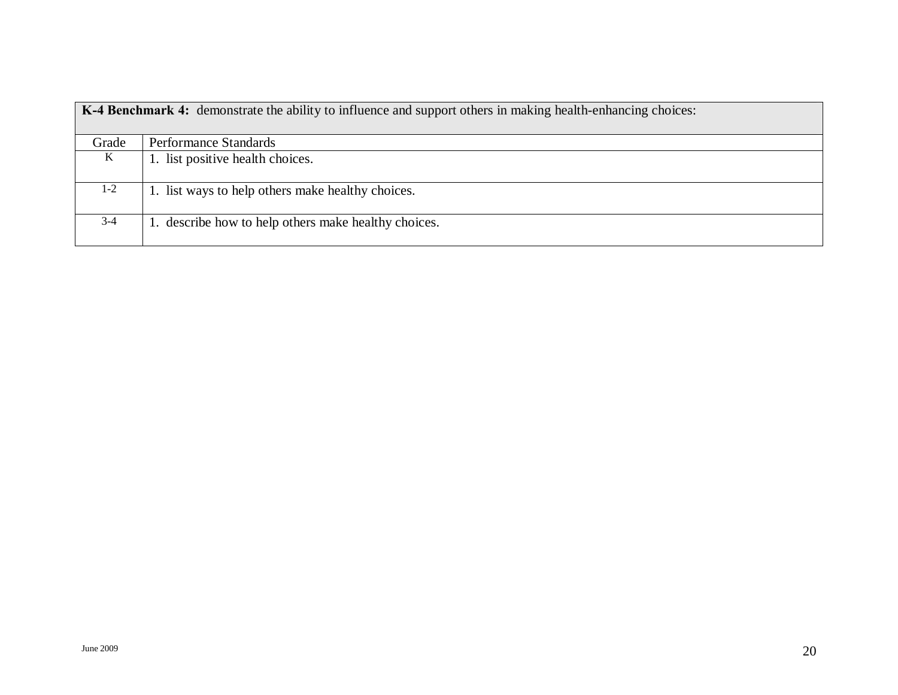| **K-4 Benchmark 4:** demonstrate the ability to influence and support others in making health-enhancing choices: | |
|---|---|
| Grade | Performance Standards |
| K | 1. list positive health choices. |
| 1-2 | 1. list ways to help others make healthy choices. |
| 3-4 | 1. describe how to help others make healthy choices. |